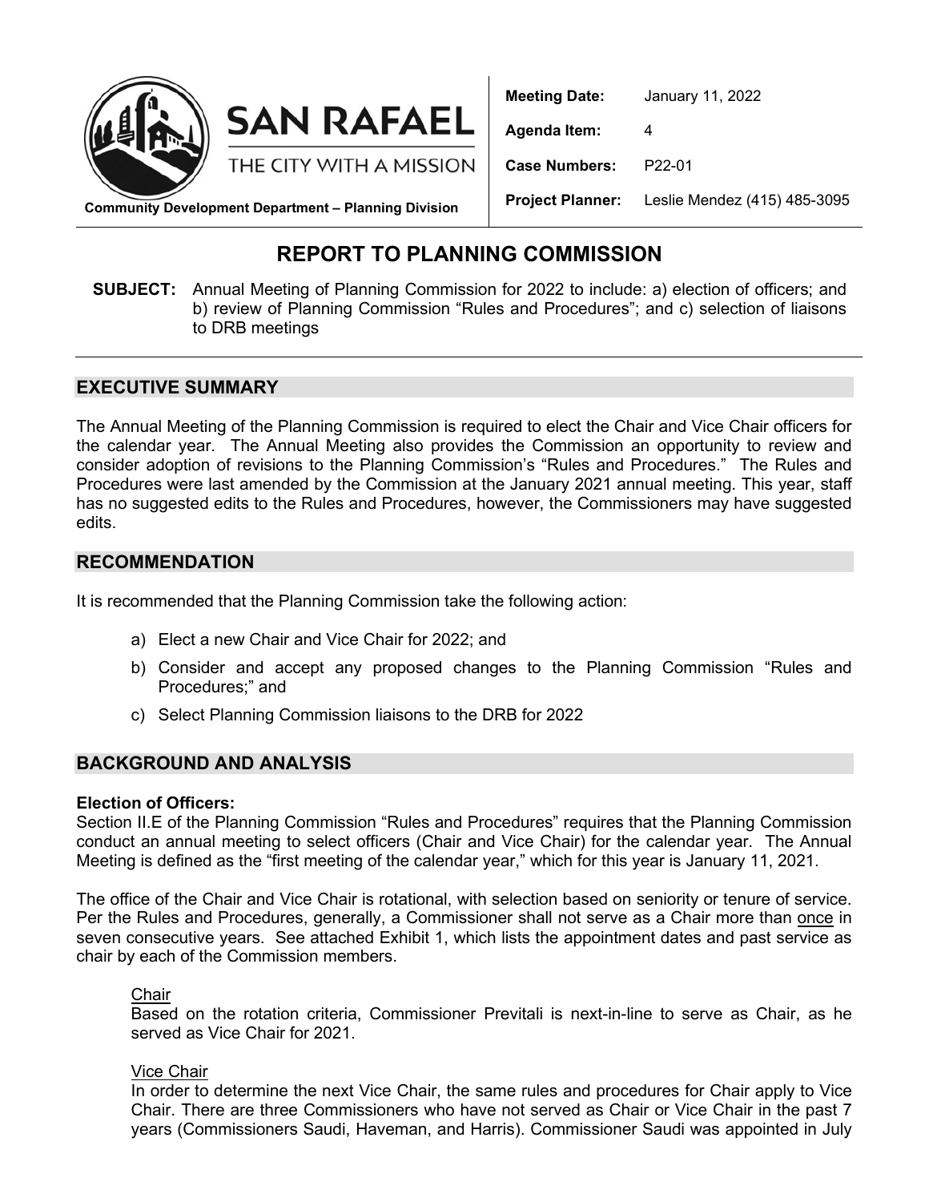**SAN RAFAEL**
THE CITY WITH A MISSION

**Community Development Department – Planning Division**

| | |
|---|---|
| **Meeting Date:** | January 11, 2022 |
| **Agenda Item:** | 4 |
| **Case Numbers:** | P22-01 |
| **Project Planner:** | Leslie Mendez (415) 485-3095 |

# REPORT TO PLANNING COMMISSION

**SUBJECT:** Annual Meeting of Planning Commission for 2022 to include: a) election of officers; and b) review of Planning Commission "Rules and Procedures"; and c) selection of liaisons to DRB meetings

## EXECUTIVE SUMMARY

The Annual Meeting of the Planning Commission is required to elect the Chair and Vice Chair officers for the calendar year. The Annual Meeting also provides the Commission an opportunity to review and consider adoption of revisions to the Planning Commission's "Rules and Procedures." The Rules and Procedures were last amended by the Commission at the January 2021 annual meeting. This year, staff has no suggested edits to the Rules and Procedures, however, the Commissioners may have suggested edits.

## RECOMMENDATION

It is recommended that the Planning Commission take the following action:

a) Elect a new Chair and Vice Chair for 2022; and

b) Consider and accept any proposed changes to the Planning Commission "Rules and Procedures;" and

c) Select Planning Commission liaisons to the DRB for 2022

## BACKGROUND AND ANALYSIS

**Election of Officers:**
Section II.E of the Planning Commission "Rules and Procedures" requires that the Planning Commission conduct an annual meeting to select officers (Chair and Vice Chair) for the calendar year. The Annual Meeting is defined as the "first meeting of the calendar year," which for this year is January 11, 2021.

The office of the Chair and Vice Chair is rotational, with selection based on seniority or tenure of service. Per the Rules and Procedures, generally, a Commissioner shall not serve as a Chair more than <u>once</u> in seven consecutive years. See attached Exhibit 1, which lists the appointment dates and past service as chair by each of the Commission members.

<u>Chair</u>
Based on the rotation criteria, Commissioner Previtali is next-in-line to serve as Chair, as he served as Vice Chair for 2021.

<u>Vice Chair</u>
In order to determine the next Vice Chair, the same rules and procedures for Chair apply to Vice Chair. There are three Commissioners who have not served as Chair or Vice Chair in the past 7 years (Commissioners Saudi, Haveman, and Harris). Commissioner Saudi was appointed in July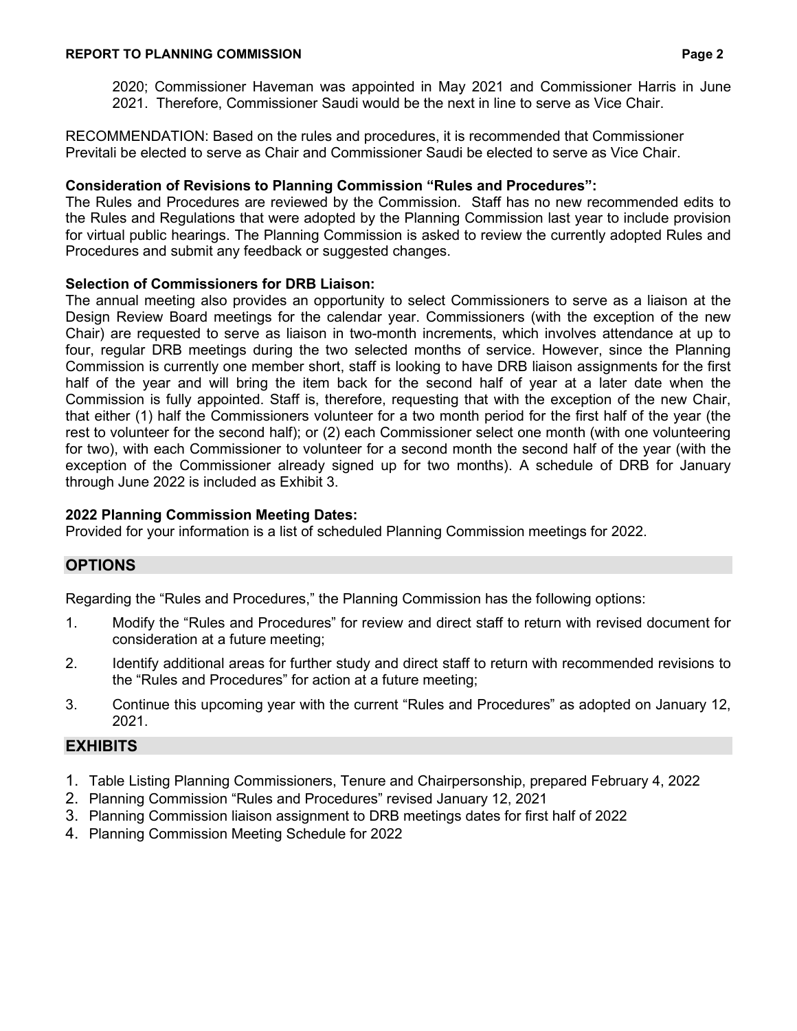2020; Commissioner Haveman was appointed in May 2021 and Commissioner Harris in June 2021. Therefore, Commissioner Saudi would be the next in line to serve as Vice Chair.

RECOMMENDATION: Based on the rules and procedures, it is recommended that Commissioner Previtali be elected to serve as Chair and Commissioner Saudi be elected to serve as Vice Chair.

**Consideration of Revisions to Planning Commission "Rules and Procedures":**
The Rules and Procedures are reviewed by the Commission. Staff has no new recommended edits to the Rules and Regulations that were adopted by the Planning Commission last year to include provision for virtual public hearings. The Planning Commission is asked to review the currently adopted Rules and Procedures and submit any feedback or suggested changes.

**Selection of Commissioners for DRB Liaison:**
The annual meeting also provides an opportunity to select Commissioners to serve as a liaison at the Design Review Board meetings for the calendar year. Commissioners (with the exception of the new Chair) are requested to serve as liaison in two-month increments, which involves attendance at up to four, regular DRB meetings during the two selected months of service. However, since the Planning Commission is currently one member short, staff is looking to have DRB liaison assignments for the first half of the year and will bring the item back for the second half of year at a later date when the Commission is fully appointed. Staff is, therefore, requesting that with the exception of the new Chair, that either (1) half the Commissioners volunteer for a two month period for the first half of the year (the rest to volunteer for the second half); or (2) each Commissioner select one month (with one volunteering for two), with each Commissioner to volunteer for a second month the second half of the year (with the exception of the Commissioner already signed up for two months). A schedule of DRB for January through June 2022 is included as Exhibit 3.

**2022 Planning Commission Meeting Dates:**
Provided for your information is a list of scheduled Planning Commission meetings for 2022.

## OPTIONS

Regarding the "Rules and Procedures," the Planning Commission has the following options:

1. Modify the "Rules and Procedures" for review and direct staff to return with revised document for consideration at a future meeting;
2. Identify additional areas for further study and direct staff to return with recommended revisions to the "Rules and Procedures" for action at a future meeting;
3. Continue this upcoming year with the current "Rules and Procedures" as adopted on January 12, 2021.

## EXHIBITS

1. Table Listing Planning Commissioners, Tenure and Chairpersonship, prepared February 4, 2022
2. Planning Commission "Rules and Procedures" revised January 12, 2021
3. Planning Commission liaison assignment to DRB meetings dates for first half of 2022
4. Planning Commission Meeting Schedule for 2022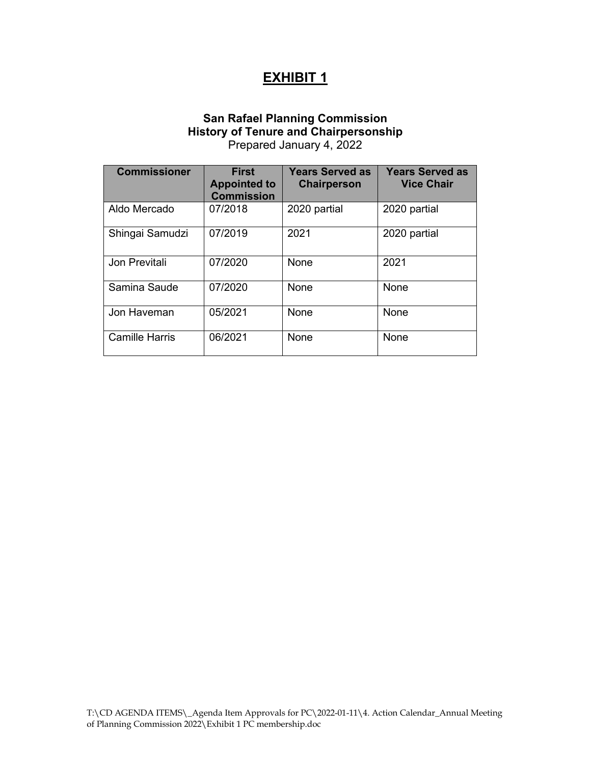# EXHIBIT 1

**San Rafael Planning Commission**
**History of Tenure and Chairpersonship**
Prepared January 4, 2022

| Commissioner | First Appointed to Commission | Years Served as Chairperson | Years Served as Vice Chair |
|---|---|---|---|
| Aldo Mercado | 07/2018 | 2020 partial | 2020 partial |
| Shingai Samudzi | 07/2019 | 2021 | 2020 partial |
| Jon Previtali | 07/2020 | None | 2021 |
| Samina Saude | 07/2020 | None | None |
| Jon Haveman | 05/2021 | None | None |
| Camille Harris | 06/2021 | None | None |

T:\CD AGENDA ITEMS\_Agenda Item Approvals for PC\2022-01-11\4. Action Calendar_Annual Meeting of Planning Commission 2022\Exhibit 1 PC membership.doc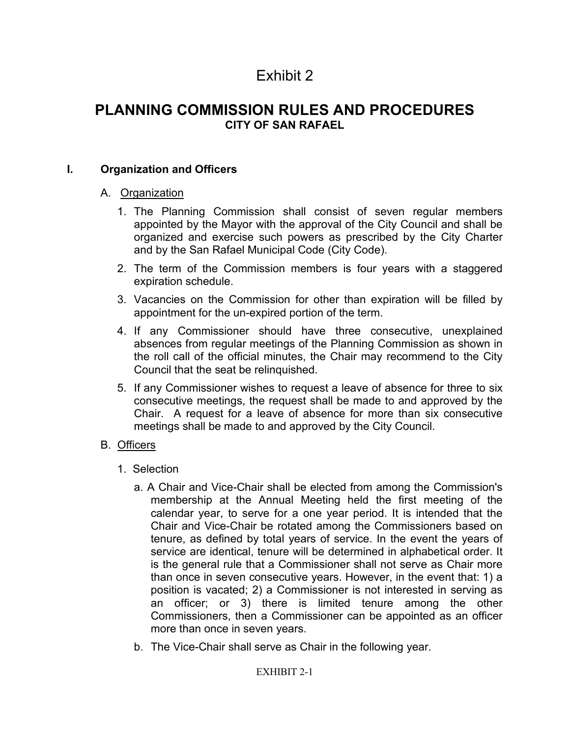# Exhibit 2

## PLANNING COMMISSION RULES AND PROCEDURES

### CITY OF SAN RAFAEL

### I. Organization and Officers

A. Organization

1. The Planning Commission shall consist of seven regular members appointed by the Mayor with the approval of the City Council and shall be organized and exercise such powers as prescribed by the City Charter and by the San Rafael Municipal Code (City Code).
2. The term of the Commission members is four years with a staggered expiration schedule.
3. Vacancies on the Commission for other than expiration will be filled by appointment for the un-expired portion of the term.
4. If any Commissioner should have three consecutive, unexplained absences from regular meetings of the Planning Commission as shown in the roll call of the official minutes, the Chair may recommend to the City Council that the seat be relinquished.
5. If any Commissioner wishes to request a leave of absence for three to six consecutive meetings, the request shall be made to and approved by the Chair. A request for a leave of absence for more than six consecutive meetings shall be made to and approved by the City Council.

B. Officers

1. Selection

   a. A Chair and Vice-Chair shall be elected from among the Commission's membership at the Annual Meeting held the first meeting of the calendar year, to serve for a one year period. It is intended that the Chair and Vice-Chair be rotated among the Commissioners based on tenure, as defined by total years of service. In the event the years of service are identical, tenure will be determined in alphabetical order. It is the general rule that a Commissioner shall not serve as Chair more than once in seven consecutive years. However, in the event that: 1) a position is vacated; 2) a Commissioner is not interested in serving as an officer; or 3) there is limited tenure among the other Commissioners, then a Commissioner can be appointed as an officer more than once in seven years.

   b. The Vice-Chair shall serve as Chair in the following year.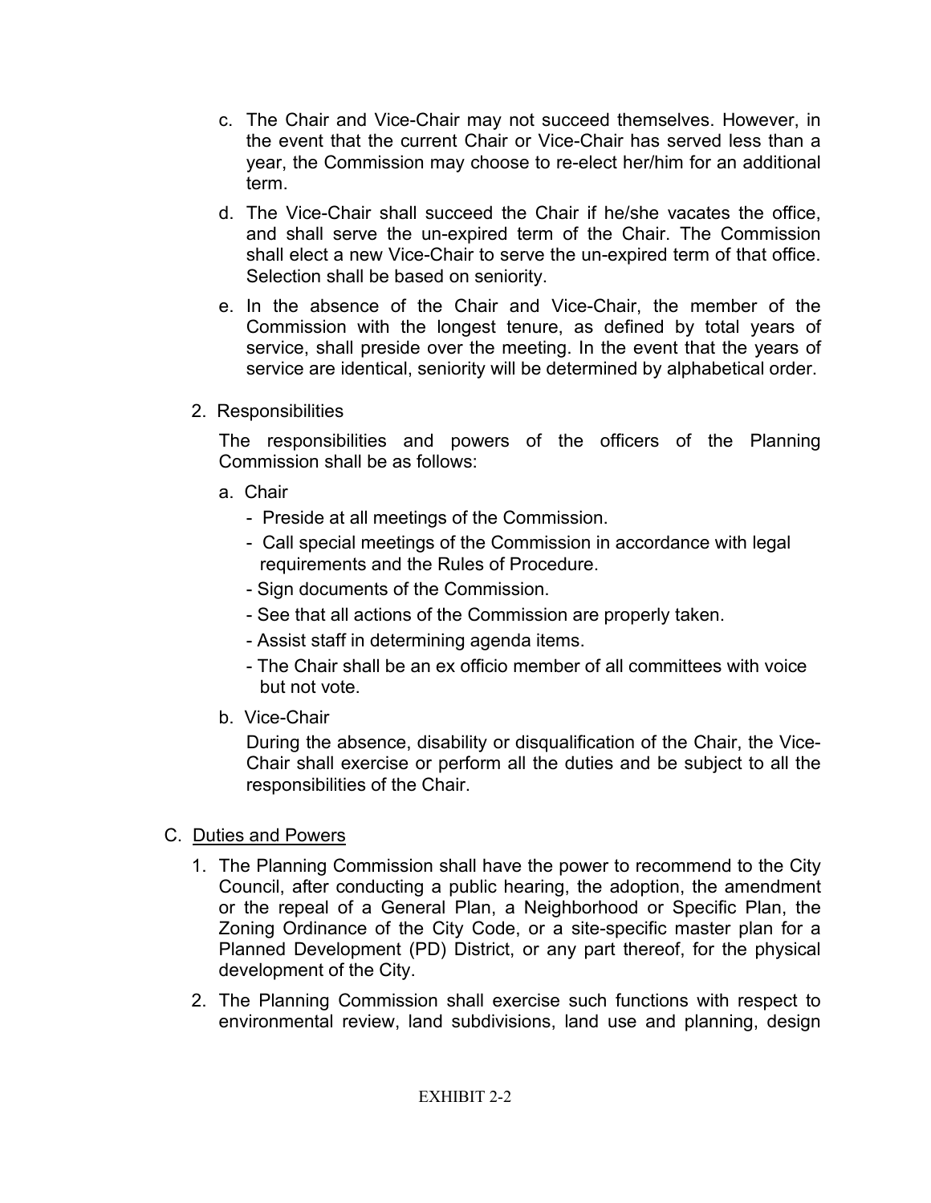c. The Chair and Vice-Chair may not succeed themselves. However, in the event that the current Chair or Vice-Chair has served less than a year, the Commission may choose to re-elect her/him for an additional term.

d. The Vice-Chair shall succeed the Chair if he/she vacates the office, and shall serve the un-expired term of the Chair. The Commission shall elect a new Vice-Chair to serve the un-expired term of that office. Selection shall be based on seniority.

e. In the absence of the Chair and Vice-Chair, the member of the Commission with the longest tenure, as defined by total years of service, shall preside over the meeting. In the event that the years of service are identical, seniority will be determined by alphabetical order.

2. Responsibilities

The responsibilities and powers of the officers of the Planning Commission shall be as follows:

a. Chair

- Preside at all meetings of the Commission.
- Call special meetings of the Commission in accordance with legal requirements and the Rules of Procedure.
- Sign documents of the Commission.
- See that all actions of the Commission are properly taken.
- Assist staff in determining agenda items.
- The Chair shall be an ex officio member of all committees with voice but not vote.

b. Vice-Chair

During the absence, disability or disqualification of the Chair, the Vice-Chair shall exercise or perform all the duties and be subject to all the responsibilities of the Chair.

C. Duties and Powers

1. The Planning Commission shall have the power to recommend to the City Council, after conducting a public hearing, the adoption, the amendment or the repeal of a General Plan, a Neighborhood or Specific Plan, the Zoning Ordinance of the City Code, or a site-specific master plan for a Planned Development (PD) District, or any part thereof, for the physical development of the City.

2. The Planning Commission shall exercise such functions with respect to environmental review, land subdivisions, land use and planning, design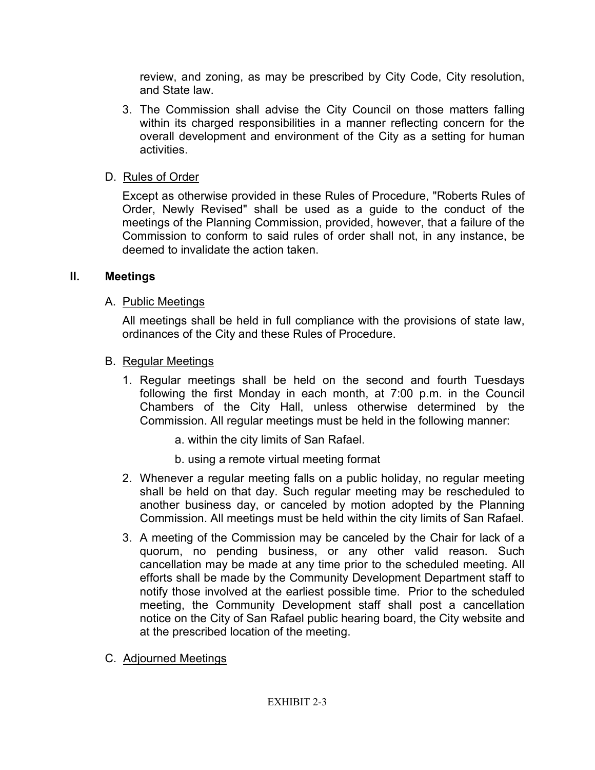review, and zoning, as may be prescribed by City Code, City resolution, and State law.

3. The Commission shall advise the City Council on those matters falling within its charged responsibilities in a manner reflecting concern for the overall development and environment of the City as a setting for human activities.

D. Rules of Order

Except as otherwise provided in these Rules of Procedure, "Roberts Rules of Order, Newly Revised" shall be used as a guide to the conduct of the meetings of the Planning Commission, provided, however, that a failure of the Commission to conform to said rules of order shall not, in any instance, be deemed to invalidate the action taken.

## II. Meetings

A. Public Meetings

All meetings shall be held in full compliance with the provisions of state law, ordinances of the City and these Rules of Procedure.

B. Regular Meetings

1. Regular meetings shall be held on the second and fourth Tuesdays following the first Monday in each month, at 7:00 p.m. in the Council Chambers of the City Hall, unless otherwise determined by the Commission. All regular meetings must be held in the following manner:

    a. within the city limits of San Rafael.

    b. using a remote virtual meeting format

2. Whenever a regular meeting falls on a public holiday, no regular meeting shall be held on that day. Such regular meeting may be rescheduled to another business day, or canceled by motion adopted by the Planning Commission. All meetings must be held within the city limits of San Rafael.

3. A meeting of the Commission may be canceled by the Chair for lack of a quorum, no pending business, or any other valid reason. Such cancellation may be made at any time prior to the scheduled meeting. All efforts shall be made by the Community Development Department staff to notify those involved at the earliest possible time. Prior to the scheduled meeting, the Community Development staff shall post a cancellation notice on the City of San Rafael public hearing board, the City website and at the prescribed location of the meeting.

C. Adjourned Meetings

EXHIBIT 2-3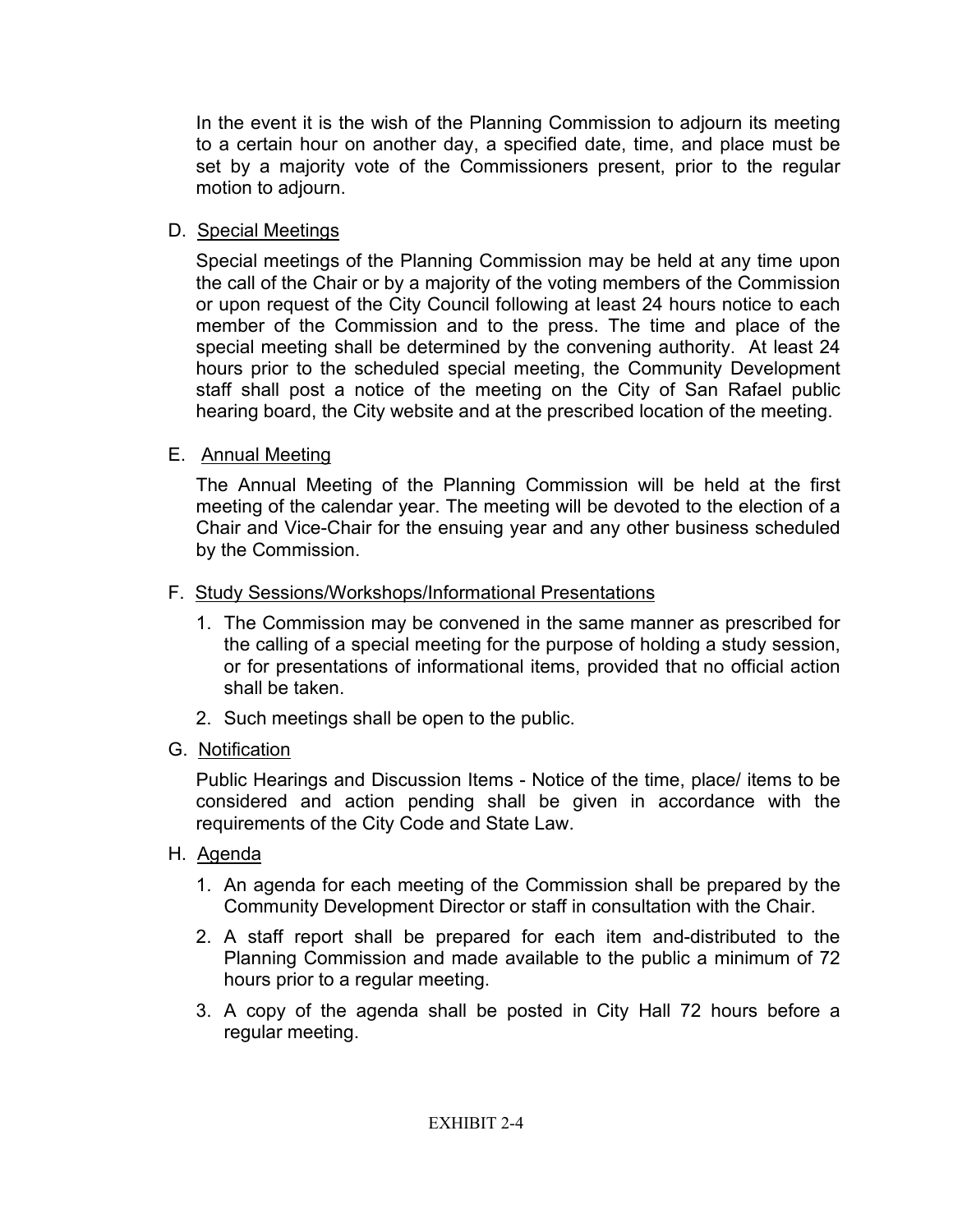In the event it is the wish of the Planning Commission to adjourn its meeting to a certain hour on another day, a specified date, time, and place must be set by a majority vote of the Commissioners present, prior to the regular motion to adjourn.

D. Special Meetings

Special meetings of the Planning Commission may be held at any time upon the call of the Chair or by a majority of the voting members of the Commission or upon request of the City Council following at least 24 hours notice to each member of the Commission and to the press. The time and place of the special meeting shall be determined by the convening authority. At least 24 hours prior to the scheduled special meeting, the Community Development staff shall post a notice of the meeting on the City of San Rafael public hearing board, the City website and at the prescribed location of the meeting.

E. Annual Meeting

The Annual Meeting of the Planning Commission will be held at the first meeting of the calendar year. The meeting will be devoted to the election of a Chair and Vice-Chair for the ensuing year and any other business scheduled by the Commission.

F. Study Sessions/Workshops/Informational Presentations

1. The Commission may be convened in the same manner as prescribed for the calling of a special meeting for the purpose of holding a study session, or for presentations of informational items, provided that no official action shall be taken.
2. Such meetings shall be open to the public.

G. Notification

Public Hearings and Discussion Items - Notice of the time, place/ items to be considered and action pending shall be given in accordance with the requirements of the City Code and State Law.

H. Agenda

1. An agenda for each meeting of the Commission shall be prepared by the Community Development Director or staff in consultation with the Chair.
2. A staff report shall be prepared for each item and-distributed to the Planning Commission and made available to the public a minimum of 72 hours prior to a regular meeting.
3. A copy of the agenda shall be posted in City Hall 72 hours before a regular meeting.

EXHIBIT 2-4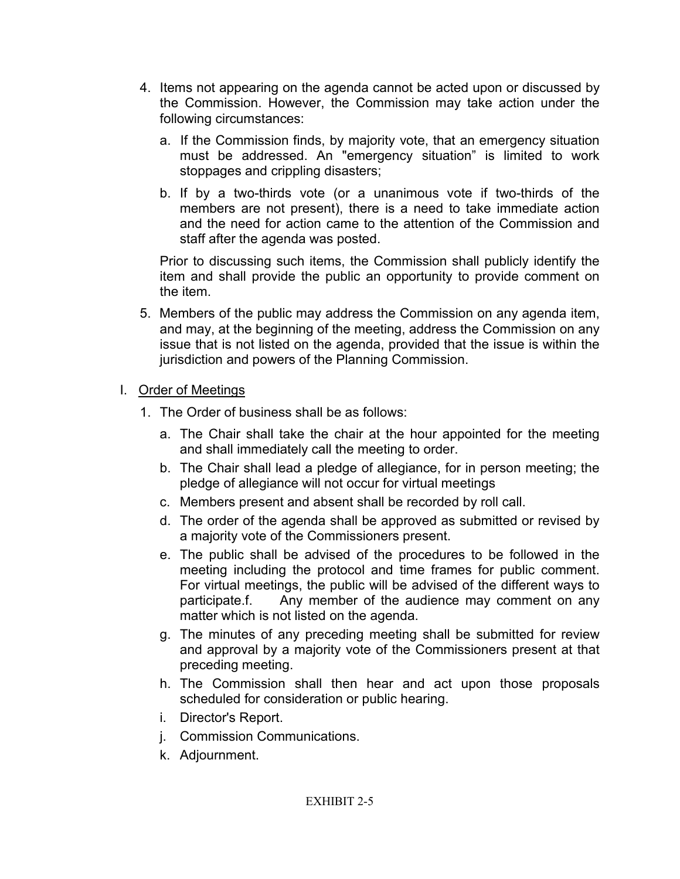4. Items not appearing on the agenda cannot be acted upon or discussed by the Commission. However, the Commission may take action under the following circumstances:

   a. If the Commission finds, by majority vote, that an emergency situation must be addressed. An "emergency situation" is limited to work stoppages and crippling disasters;

   b. If by a two-thirds vote (or a unanimous vote if two-thirds of the members are not present), there is a need to take immediate action and the need for action came to the attention of the Commission and staff after the agenda was posted.

   Prior to discussing such items, the Commission shall publicly identify the item and shall provide the public an opportunity to provide comment on the item.

5. Members of the public may address the Commission on any agenda item, and may, at the beginning of the meeting, address the Commission on any issue that is not listed on the agenda, provided that the issue is within the jurisdiction and powers of the Planning Commission.

I. <u>Order of Meetings</u>

1. The Order of business shall be as follows:

   a. The Chair shall take the chair at the hour appointed for the meeting and shall immediately call the meeting to order.

   b. The Chair shall lead a pledge of allegiance, for in person meeting; the pledge of allegiance will not occur for virtual meetings

   c. Members present and absent shall be recorded by roll call.

   d. The order of the agenda shall be approved as submitted or revised by a majority vote of the Commissioners present.

   e. The public shall be advised of the procedures to be followed in the meeting including the protocol and time frames for public comment. For virtual meetings, the public will be advised of the different ways to participate.f. Any member of the audience may comment on any matter which is not listed on the agenda.

   g. The minutes of any preceding meeting shall be submitted for review and approval by a majority vote of the Commissioners present at that preceding meeting.

   h. The Commission shall then hear and act upon those proposals scheduled for consideration or public hearing.

   i. Director's Report.

   j. Commission Communications.

   k. Adjournment.

EXHIBIT 2-5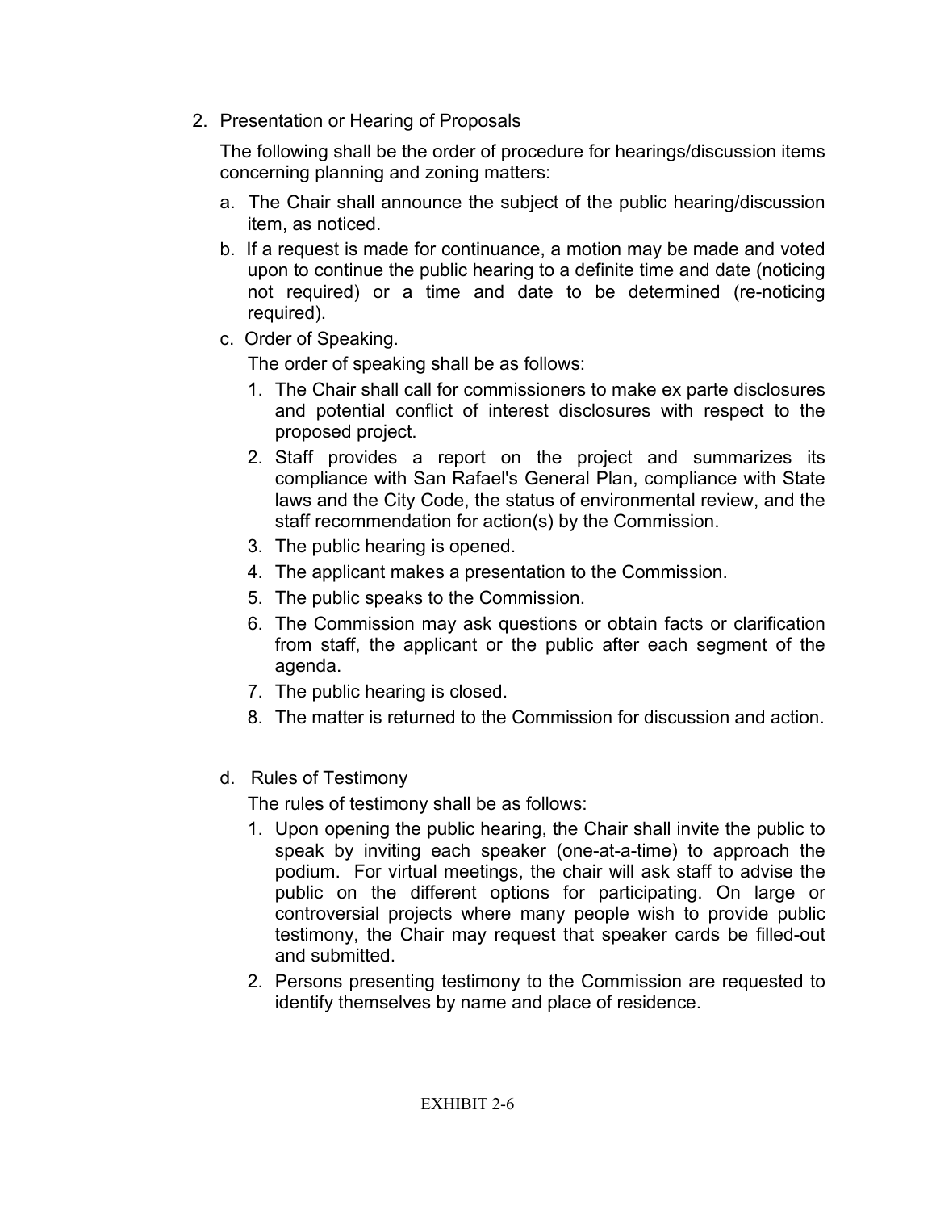2. Presentation or Hearing of Proposals

   The following shall be the order of procedure for hearings/discussion items concerning planning and zoning matters:

   a. The Chair shall announce the subject of the public hearing/discussion item, as noticed.

   b. If a request is made for continuance, a motion may be made and voted upon to continue the public hearing to a definite time and date (noticing not required) or a time and date to be determined (re-noticing required).

   c. Order of Speaking.

      The order of speaking shall be as follows:

      1. The Chair shall call for commissioners to make ex parte disclosures and potential conflict of interest disclosures with respect to the proposed project.
      2. Staff provides a report on the project and summarizes its compliance with San Rafael's General Plan, compliance with State laws and the City Code, the status of environmental review, and the staff recommendation for action(s) by the Commission.
      3. The public hearing is opened.
      4. The applicant makes a presentation to the Commission.
      5. The public speaks to the Commission.
      6. The Commission may ask questions or obtain facts or clarification from staff, the applicant or the public after each segment of the agenda.
      7. The public hearing is closed.
      8. The matter is returned to the Commission for discussion and action.

   d. Rules of Testimony

      The rules of testimony shall be as follows:

      1. Upon opening the public hearing, the Chair shall invite the public to speak by inviting each speaker (one-at-a-time) to approach the podium. For virtual meetings, the chair will ask staff to advise the public on the different options for participating. On large or controversial projects where many people wish to provide public testimony, the Chair may request that speaker cards be filled-out and submitted.
      2. Persons presenting testimony to the Commission are requested to identify themselves by name and place of residence.

EXHIBIT 2-6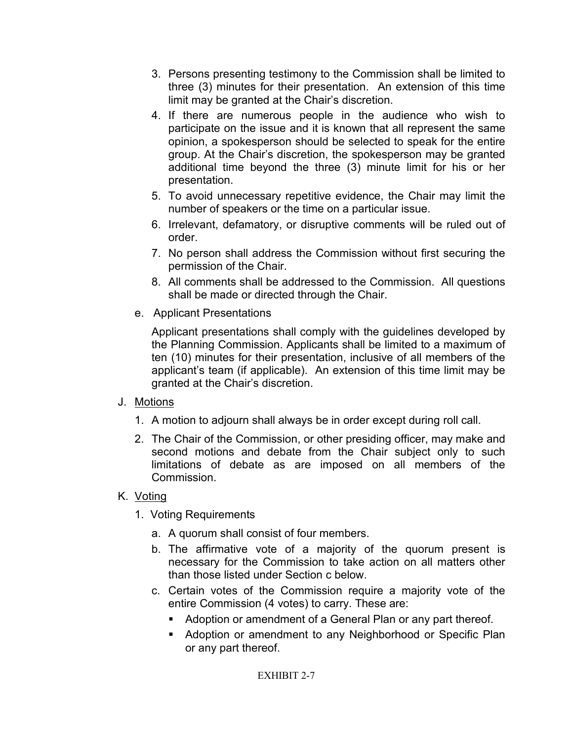3. Persons presenting testimony to the Commission shall be limited to three (3) minutes for their presentation. An extension of this time limit may be granted at the Chair's discretion.
4. If there are numerous people in the audience who wish to participate on the issue and it is known that all represent the same opinion, a spokesperson should be selected to speak for the entire group. At the Chair's discretion, the spokesperson may be granted additional time beyond the three (3) minute limit for his or her presentation.
5. To avoid unnecessary repetitive evidence, the Chair may limit the number of speakers or the time on a particular issue.
6. Irrelevant, defamatory, or disruptive comments will be ruled out of order.
7. No person shall address the Commission without first securing the permission of the Chair.
8. All comments shall be addressed to the Commission. All questions shall be made or directed through the Chair.

e. Applicant Presentations

Applicant presentations shall comply with the guidelines developed by the Planning Commission. Applicants shall be limited to a maximum of ten (10) minutes for their presentation, inclusive of all members of the applicant's team (if applicable). An extension of this time limit may be granted at the Chair's discretion.

J. <u>Motions</u>

1. A motion to adjourn shall always be in order except during roll call.
2. The Chair of the Commission, or other presiding officer, may make and second motions and debate from the Chair subject only to such limitations of debate as are imposed on all members of the Commission.

K. <u>Voting</u>

1. Voting Requirements
   a. A quorum shall consist of four members.
   b. The affirmative vote of a majority of the quorum present is necessary for the Commission to take action on all matters other than those listed under Section c below.
   c. Certain votes of the Commission require a majority vote of the entire Commission (4 votes) to carry. These are:
      - Adoption or amendment of a General Plan or any part thereof.
      - Adoption or amendment to any Neighborhood or Specific Plan or any part thereof.

EXHIBIT 2-7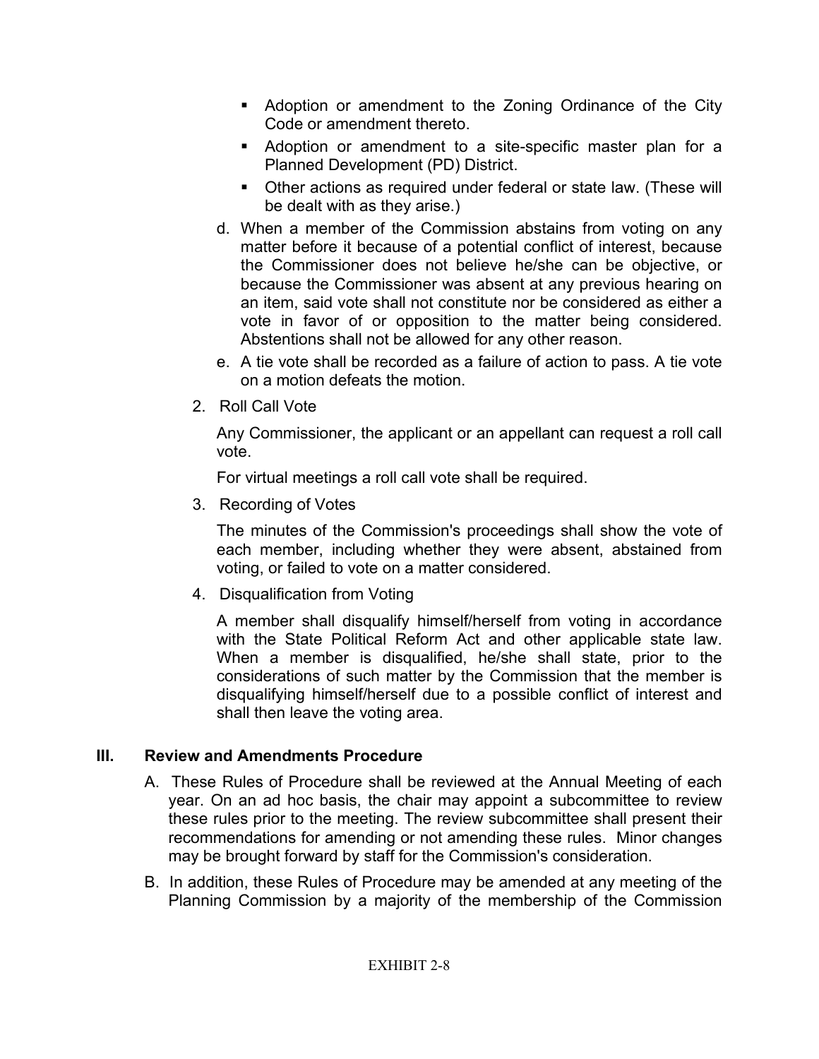- Adoption or amendment to the Zoning Ordinance of the City Code or amendment thereto.
- Adoption or amendment to a site-specific master plan for a Planned Development (PD) District.
- Other actions as required under federal or state law. (These will be dealt with as they arise.)

d. When a member of the Commission abstains from voting on any matter before it because of a potential conflict of interest, because the Commissioner does not believe he/she can be objective, or because the Commissioner was absent at any previous hearing on an item, said vote shall not constitute nor be considered as either a vote in favor of or opposition to the matter being considered. Abstentions shall not be allowed for any other reason.

e. A tie vote shall be recorded as a failure of action to pass. A tie vote on a motion defeats the motion.

2. Roll Call Vote

   Any Commissioner, the applicant or an appellant can request a roll call vote.

   For virtual meetings a roll call vote shall be required.

3. Recording of Votes

   The minutes of the Commission's proceedings shall show the vote of each member, including whether they were absent, abstained from voting, or failed to vote on a matter considered.

4. Disqualification from Voting

   A member shall disqualify himself/herself from voting in accordance with the State Political Reform Act and other applicable state law. When a member is disqualified, he/she shall state, prior to the considerations of such matter by the Commission that the member is disqualifying himself/herself due to a possible conflict of interest and shall then leave the voting area.

## III. Review and Amendments Procedure

A. These Rules of Procedure shall be reviewed at the Annual Meeting of each year. On an ad hoc basis, the chair may appoint a subcommittee to review these rules prior to the meeting. The review subcommittee shall present their recommendations for amending or not amending these rules. Minor changes may be brought forward by staff for the Commission's consideration.

B. In addition, these Rules of Procedure may be amended at any meeting of the Planning Commission by a majority of the membership of the Commission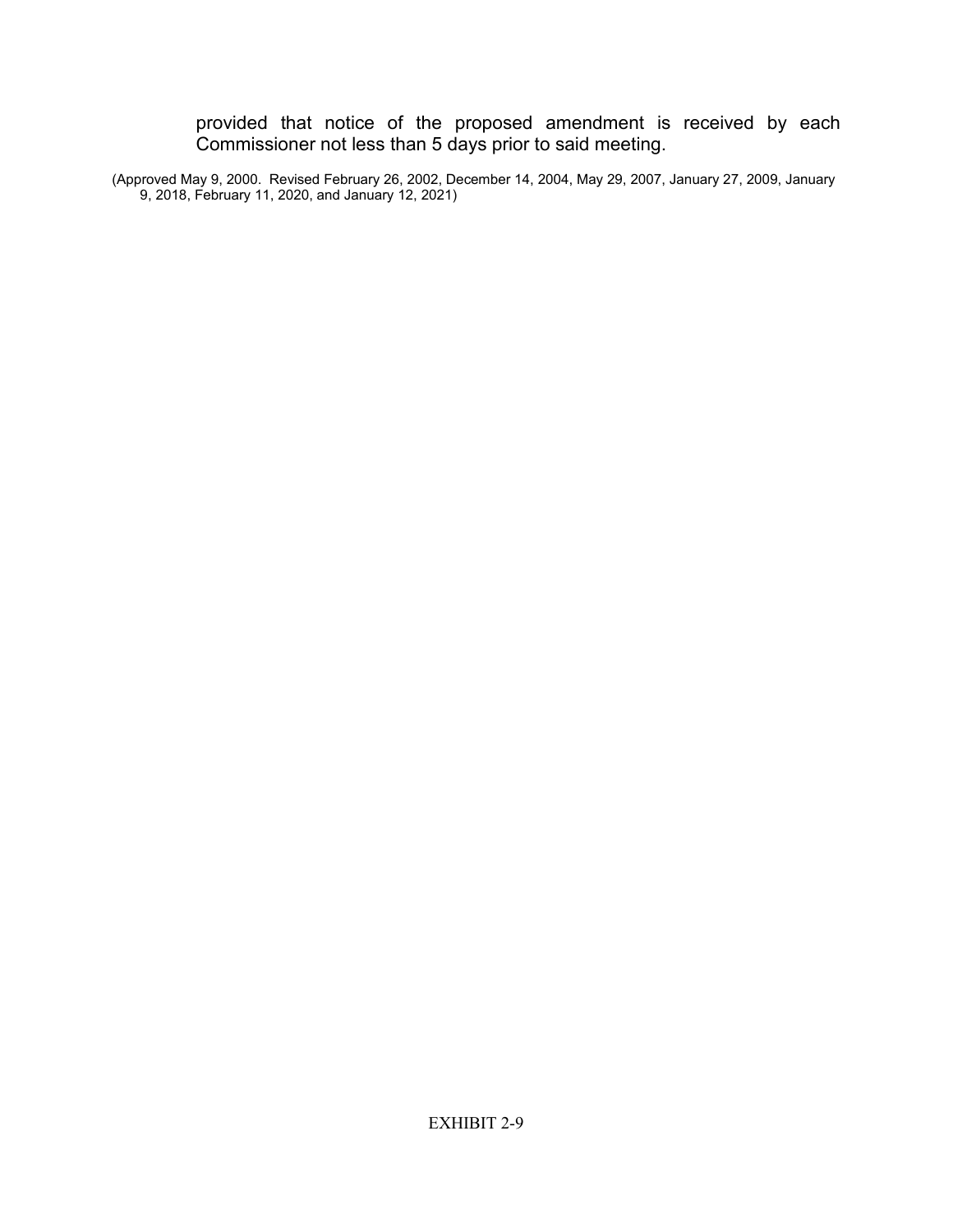provided that notice of the proposed amendment is received by each Commissioner not less than 5 days prior to said meeting.

(Approved May 9, 2000. Revised February 26, 2002, December 14, 2004, May 29, 2007, January 27, 2009, January 9, 2018, February 11, 2020, and January 12, 2021)

EXHIBIT 2-9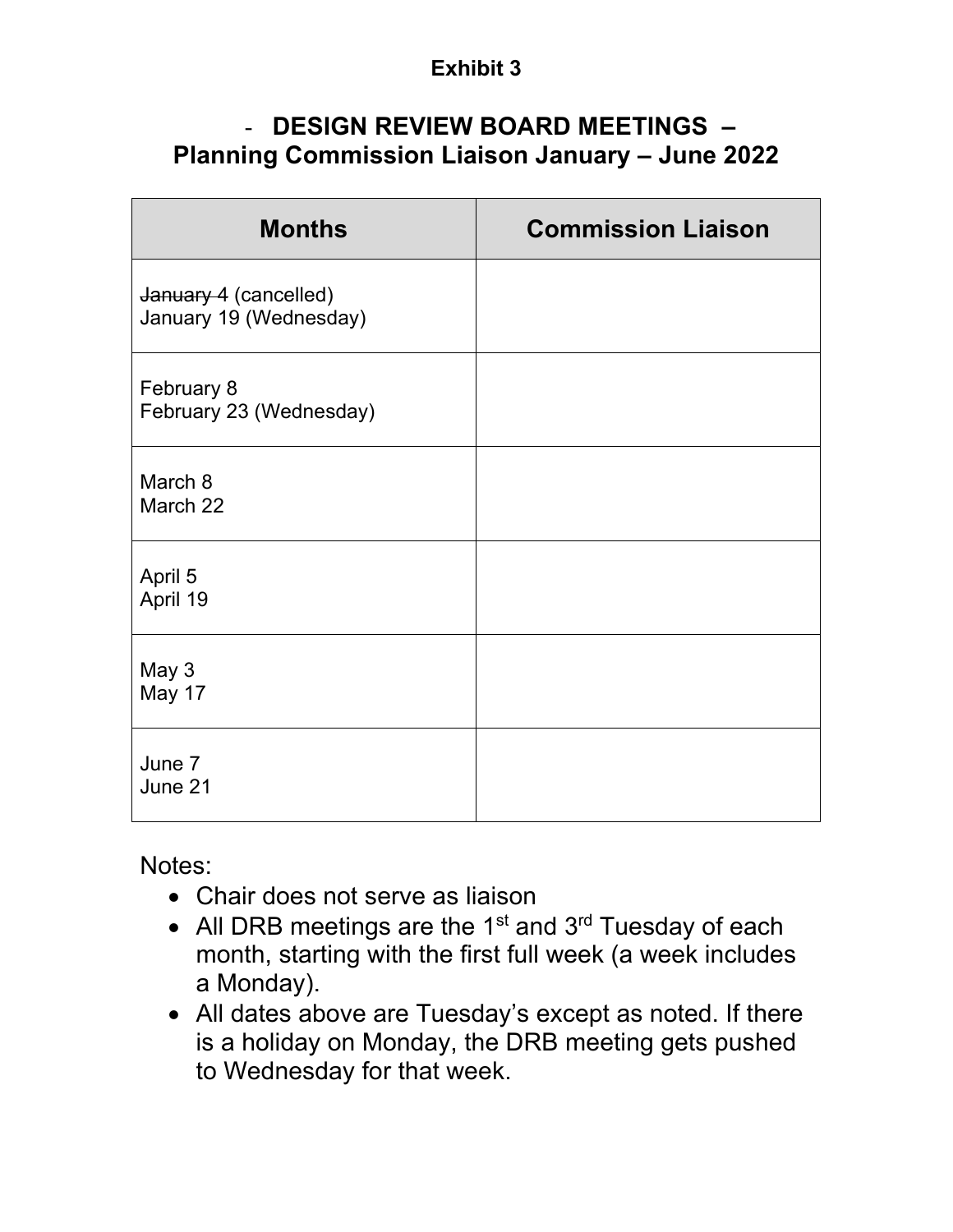**Exhibit 3**

## - DESIGN REVIEW BOARD MEETINGS – Planning Commission Liaison January – June 2022

| Months | Commission Liaison |
|---|---|
| ~~January 4~~ (cancelled)<br>January 19 (Wednesday) | |
| February 8<br>February 23 (Wednesday) | |
| March 8<br>March 22 | |
| April 5<br>April 19 | |
| May 3<br>May 17 | |
| June 7<br>June 21 | |

Notes:

- Chair does not serve as liaison
- All DRB meetings are the 1st and 3rd Tuesday of each month, starting with the first full week (a week includes a Monday).
- All dates above are Tuesday's except as noted. If there is a holiday on Monday, the DRB meeting gets pushed to Wednesday for that week.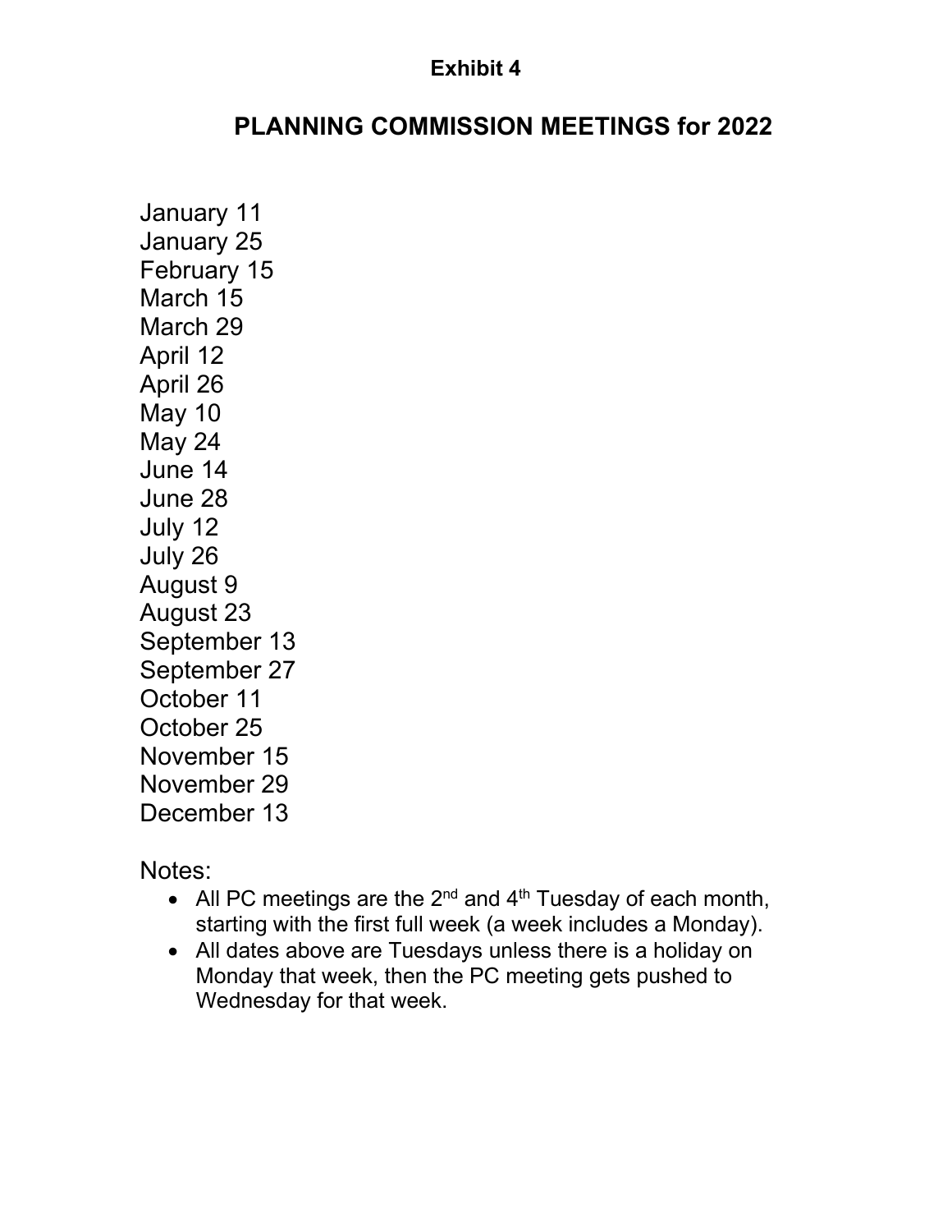**Exhibit 4**

# PLANNING COMMISSION MEETINGS for 2022

January 11
January 25
February 15
March 15
March 29
April 12
April 26
May 10
May 24
June 14
June 28
July 12
July 26
August 9
August 23
September 13
September 27
October 11
October 25
November 15
November 29
December 13

Notes:

- All PC meetings are the 2nd and 4th Tuesday of each month, starting with the first full week (a week includes a Monday).
- All dates above are Tuesdays unless there is a holiday on Monday that week, then the PC meeting gets pushed to Wednesday for that week.